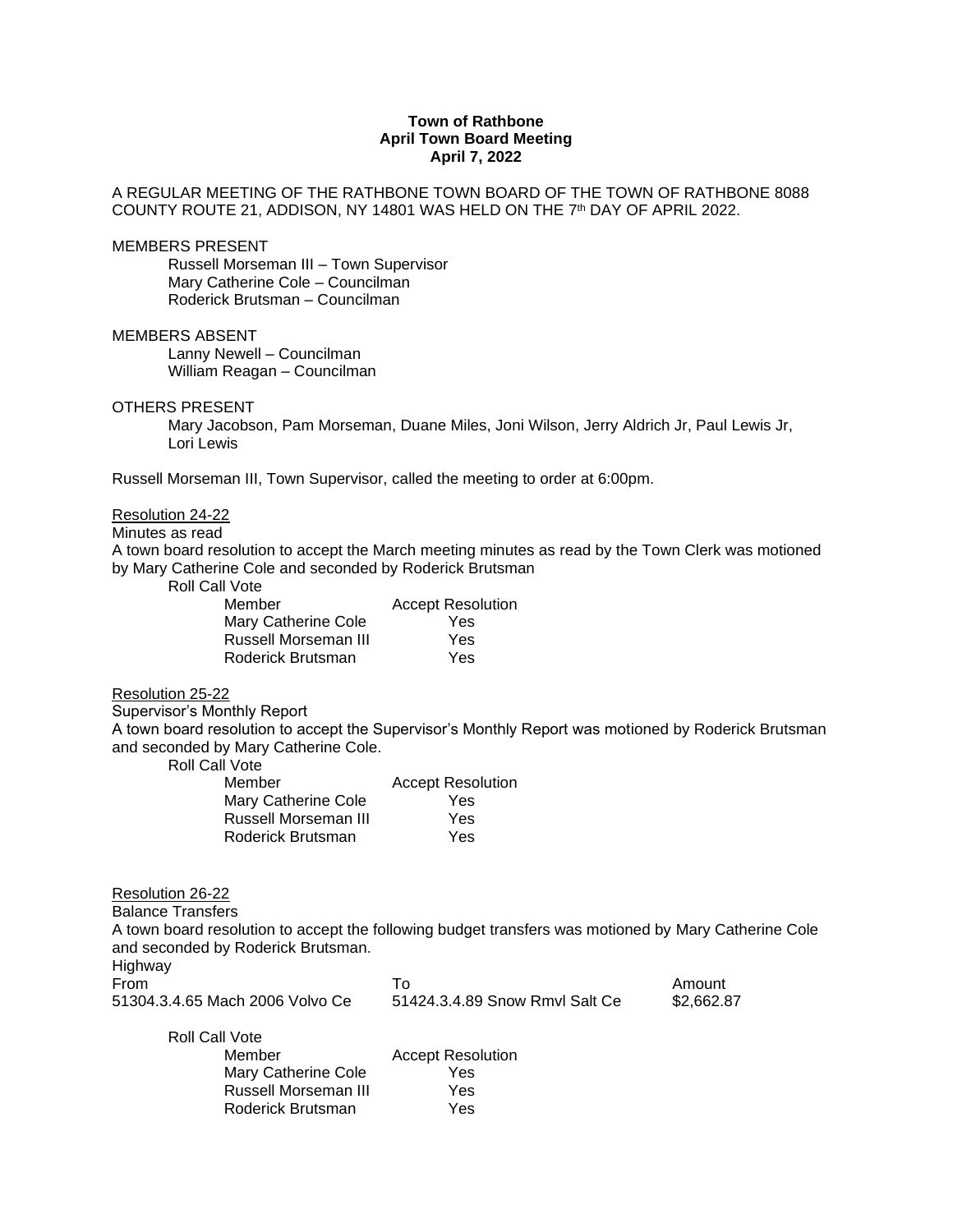**Town of Rathbone**
**April Town Board Meeting**
**April 7, 2022**

A REGULAR MEETING OF THE RATHBONE TOWN BOARD OF THE TOWN OF RATHBONE 8088 COUNTY ROUTE 21, ADDISON, NY 14801 WAS HELD ON THE 7th DAY OF APRIL 2022.

MEMBERS PRESENT

Russell Morseman III – Town Supervisor
Mary Catherine Cole – Councilman
Roderick Brutsman – Councilman

MEMBERS ABSENT

Lanny Newell – Councilman
William Reagan – Councilman

OTHERS PRESENT

Mary Jacobson, Pam Morseman, Duane Miles, Joni Wilson, Jerry Aldrich Jr, Paul Lewis Jr, Lori Lewis

Russell Morseman III, Town Supervisor, called the meeting to order at 6:00pm.

Resolution 24-22
Minutes as read
A town board resolution to accept the March meeting minutes as read by the Town Clerk was motioned by Mary Catherine Cole and seconded by Roderick Brutsman

Roll Call Vote

| Member | Accept Resolution |
|---|---|
| Mary Catherine Cole | Yes |
| Russell Morseman III | Yes |
| Roderick Brutsman | Yes |

Resolution 25-22
Supervisor's Monthly Report
A town board resolution to accept the Supervisor's Monthly Report was motioned by Roderick Brutsman and seconded by Mary Catherine Cole.

Roll Call Vote

| Member | Accept Resolution |
|---|---|
| Mary Catherine Cole | Yes |
| Russell Morseman III | Yes |
| Roderick Brutsman | Yes |

Resolution 26-22
Balance Transfers
A town board resolution to accept the following budget transfers was motioned by Mary Catherine Cole and seconded by Roderick Brutsman.
Highway

| From | To | Amount |
|---|---|---|
| 51304.3.4.65 Mach 2006 Volvo Ce | 51424.3.4.89 Snow Rmvl Salt Ce | $2,662.87 |

Roll Call Vote

| Member | Accept Resolution |
|---|---|
| Mary Catherine Cole | Yes |
| Russell Morseman III | Yes |
| Roderick Brutsman | Yes |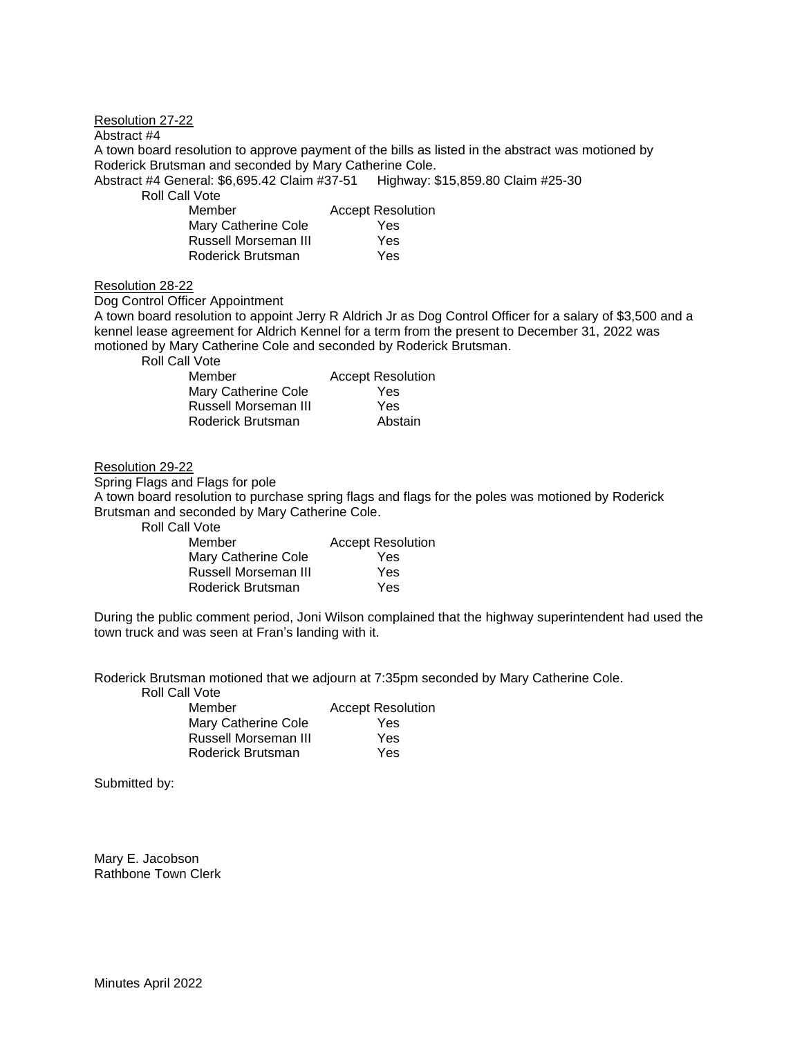Resolution 27-22

Abstract #4

A town board resolution to approve payment of the bills as listed in the abstract was motioned by Roderick Brutsman and seconded by Mary Catherine Cole.

Abstract #4 General: $6,695.42 Claim #37-51 Highway: $15,859.80 Claim #25-30

Roll Call Vote

| Member | Accept Resolution |
|---|---|
| Mary Catherine Cole | Yes |
| Russell Morseman III | Yes |
| Roderick Brutsman | Yes |

Resolution 28-22

Dog Control Officer Appointment

A town board resolution to appoint Jerry R Aldrich Jr as Dog Control Officer for a salary of $3,500 and a kennel lease agreement for Aldrich Kennel for a term from the present to December 31, 2022 was motioned by Mary Catherine Cole and seconded by Roderick Brutsman.

Roll Call Vote

| Member | Accept Resolution |
|---|---|
| Mary Catherine Cole | Yes |
| Russell Morseman III | Yes |
| Roderick Brutsman | Abstain |

Resolution 29-22

Spring Flags and Flags for pole

A town board resolution to purchase spring flags and flags for the poles was motioned by Roderick Brutsman and seconded by Mary Catherine Cole.

Roll Call Vote

| Member | Accept Resolution |
|---|---|
| Mary Catherine Cole | Yes |
| Russell Morseman III | Yes |
| Roderick Brutsman | Yes |

During the public comment period, Joni Wilson complained that the highway superintendent had used the town truck and was seen at Fran's landing with it.

Roderick Brutsman motioned that we adjourn at 7:35pm seconded by Mary Catherine Cole.

Roll Call Vote

| Member | Accept Resolution |
|---|---|
| Mary Catherine Cole | Yes |
| Russell Morseman III | Yes |
| Roderick Brutsman | Yes |

Submitted by:

Mary E. Jacobson
Rathbone Town Clerk

Minutes April 2022